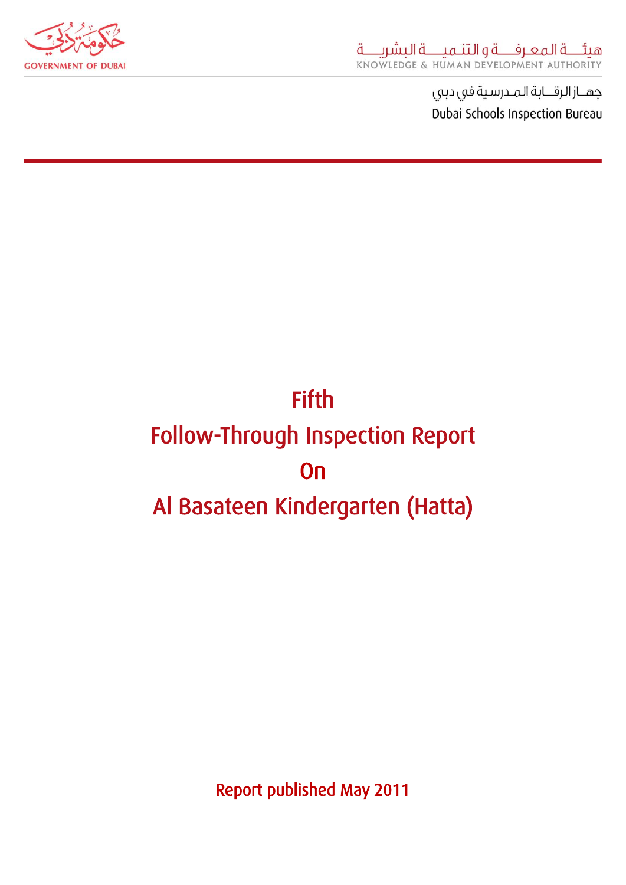GOVERNMENT OF DUBAI

هيئـــة المعـرفـــة و التنـميـــة البشريـــة
KNOWLEDGE & HUMAN DEVELOPMENT AUTHORITY

جهــاز الرقــابة المـدرسية في دبي
Dubai Schools Inspection Bureau

# Fifth
# Follow-Through Inspection Report
# On
# Al Basateen Kindergarten (Hatta)

Report published May 2011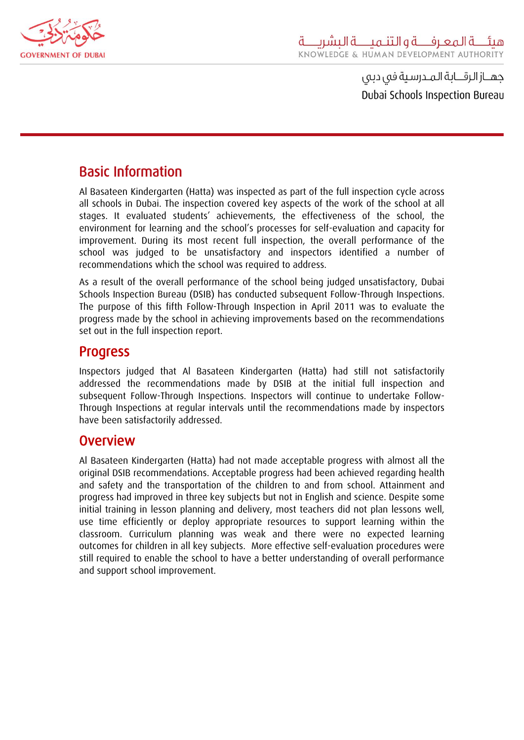## Basic Information

Al Basateen Kindergarten (Hatta) was inspected as part of the full inspection cycle across all schools in Dubai. The inspection covered key aspects of the work of the school at all stages. It evaluated students' achievements, the effectiveness of the school, the environment for learning and the school's processes for self-evaluation and capacity for improvement. During its most recent full inspection, the overall performance of the school was judged to be unsatisfactory and inspectors identified a number of recommendations which the school was required to address.

As a result of the overall performance of the school being judged unsatisfactory, Dubai Schools Inspection Bureau (DSIB) has conducted subsequent Follow-Through Inspections. The purpose of this fifth Follow-Through Inspection in April 2011 was to evaluate the progress made by the school in achieving improvements based on the recommendations set out in the full inspection report.

## Progress

Inspectors judged that Al Basateen Kindergarten (Hatta) had still not satisfactorily addressed the recommendations made by DSIB at the initial full inspection and subsequent Follow-Through Inspections. Inspectors will continue to undertake Follow-Through Inspections at regular intervals until the recommendations made by inspectors have been satisfactorily addressed.

## Overview

Al Basateen Kindergarten (Hatta) had not made acceptable progress with almost all the original DSIB recommendations. Acceptable progress had been achieved regarding health and safety and the transportation of the children to and from school. Attainment and progress had improved in three key subjects but not in English and science. Despite some initial training in lesson planning and delivery, most teachers did not plan lessons well, use time efficiently or deploy appropriate resources to support learning within the classroom. Curriculum planning was weak and there were no expected learning outcomes for children in all key subjects. More effective self-evaluation procedures were still required to enable the school to have a better understanding of overall performance and support school improvement.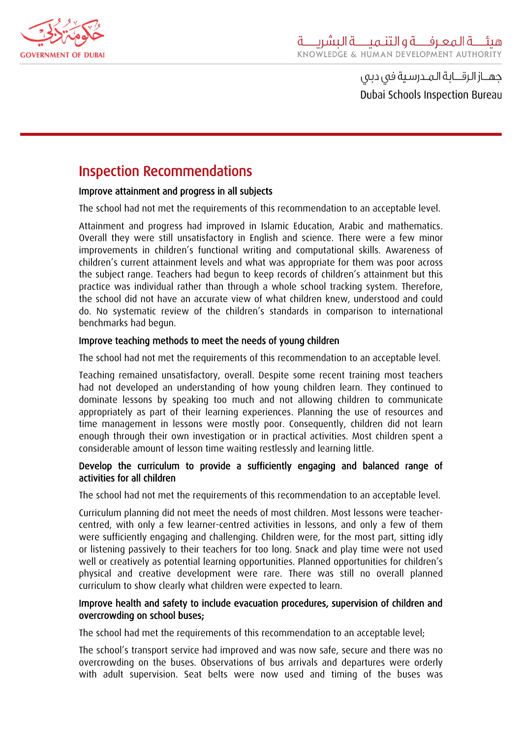## Inspection Recommendations

### Improve attainment and progress in all subjects

The school had not met the requirements of this recommendation to an acceptable level.

Attainment and progress had improved in Islamic Education, Arabic and mathematics. Overall they were still unsatisfactory in English and science. There were a few minor improvements in children's functional writing and computational skills. Awareness of children's current attainment levels and what was appropriate for them was poor across the subject range. Teachers had begun to keep records of children's attainment but this practice was individual rather than through a whole school tracking system. Therefore, the school did not have an accurate view of what children knew, understood and could do. No systematic review of the children's standards in comparison to international benchmarks had begun.

### Improve teaching methods to meet the needs of young children

The school had not met the requirements of this recommendation to an acceptable level.

Teaching remained unsatisfactory, overall. Despite some recent training most teachers had not developed an understanding of how young children learn. They continued to dominate lessons by speaking too much and not allowing children to communicate appropriately as part of their learning experiences. Planning the use of resources and time management in lessons were mostly poor. Consequently, children did not learn enough through their own investigation or in practical activities. Most children spent a considerable amount of lesson time waiting restlessly and learning little.

### Develop the curriculum to provide a sufficiently engaging and balanced range of activities for all children

The school had not met the requirements of this recommendation to an acceptable level.

Curriculum planning did not meet the needs of most children. Most lessons were teacher-centred, with only a few learner-centred activities in lessons, and only a few of them were sufficiently engaging and challenging. Children were, for the most part, sitting idly or listening passively to their teachers for too long. Snack and play time were not used well or creatively as potential learning opportunities. Planned opportunities for children's physical and creative development were rare. There was still no overall planned curriculum to show clearly what children were expected to learn.

### Improve health and safety to include evacuation procedures, supervision of children and overcrowding on school buses;

The school had met the requirements of this recommendation to an acceptable level;

The school's transport service had improved and was now safe, secure and there was no overcrowding on the buses. Observations of bus arrivals and departures were orderly with adult supervision. Seat belts were now used and timing of the buses was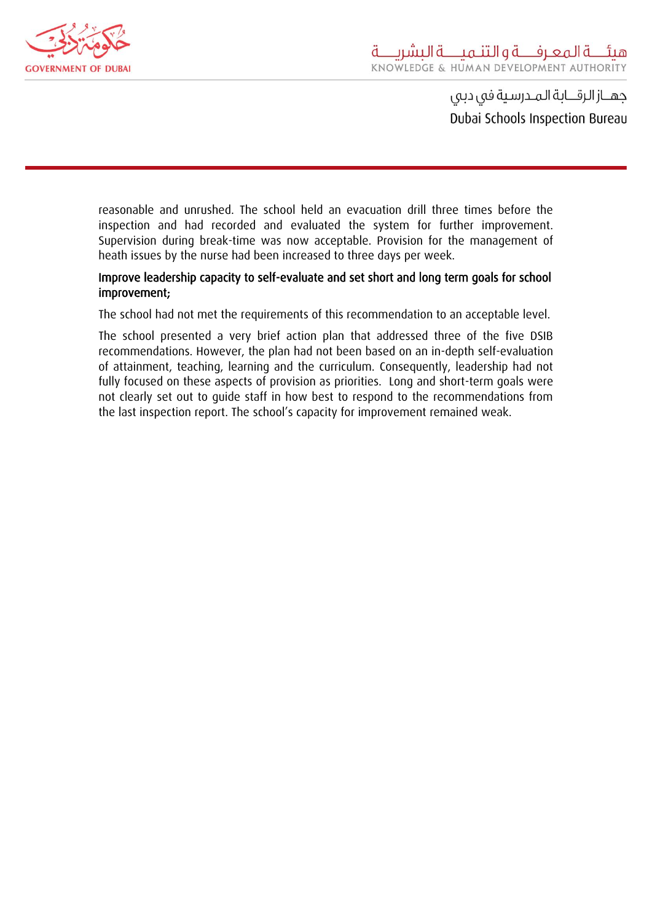reasonable and unrushed. The school held an evacuation drill three times before the inspection and had recorded and evaluated the system for further improvement. Supervision during break-time was now acceptable. Provision for the management of heath issues by the nurse had been increased to three days per week.

**Improve leadership capacity to self-evaluate and set short and long term goals for school improvement;**

The school had not met the requirements of this recommendation to an acceptable level.

The school presented a very brief action plan that addressed three of the five DSIB recommendations. However, the plan had not been based on an in-depth self-evaluation of attainment, teaching, learning and the curriculum. Consequently, leadership had not fully focused on these aspects of provision as priorities. Long and short-term goals were not clearly set out to guide staff in how best to respond to the recommendations from the last inspection report. The school's capacity for improvement remained weak.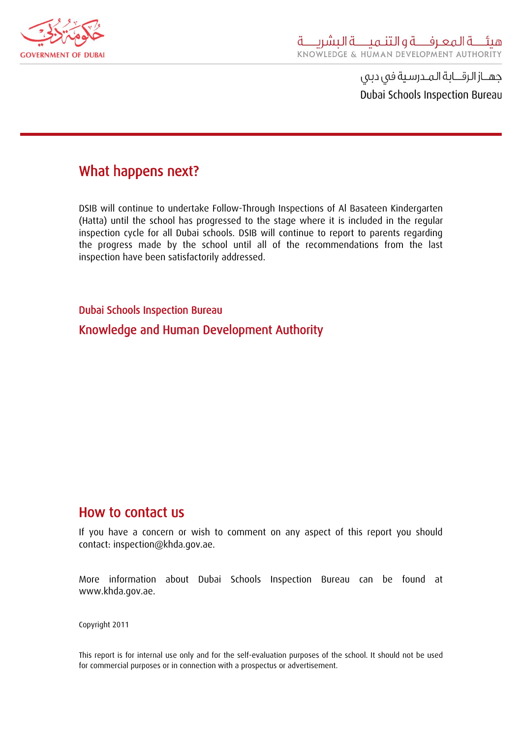## What happens next?

DSIB will continue to undertake Follow-Through Inspections of Al Basateen Kindergarten (Hatta) until the school has progressed to the stage where it is included in the regular inspection cycle for all Dubai schools. DSIB will continue to report to parents regarding the progress made by the school until all of the recommendations from the last inspection have been satisfactorily addressed.

**Dubai Schools Inspection Bureau**

**Knowledge and Human Development Authority**

## How to contact us

If you have a concern or wish to comment on any aspect of this report you should contact: inspection@khda.gov.ae.

More information about Dubai Schools Inspection Bureau can be found at www.khda.gov.ae.

Copyright 2011

This report is for internal use only and for the self-evaluation purposes of the school. It should not be used for commercial purposes or in connection with a prospectus or advertisement.